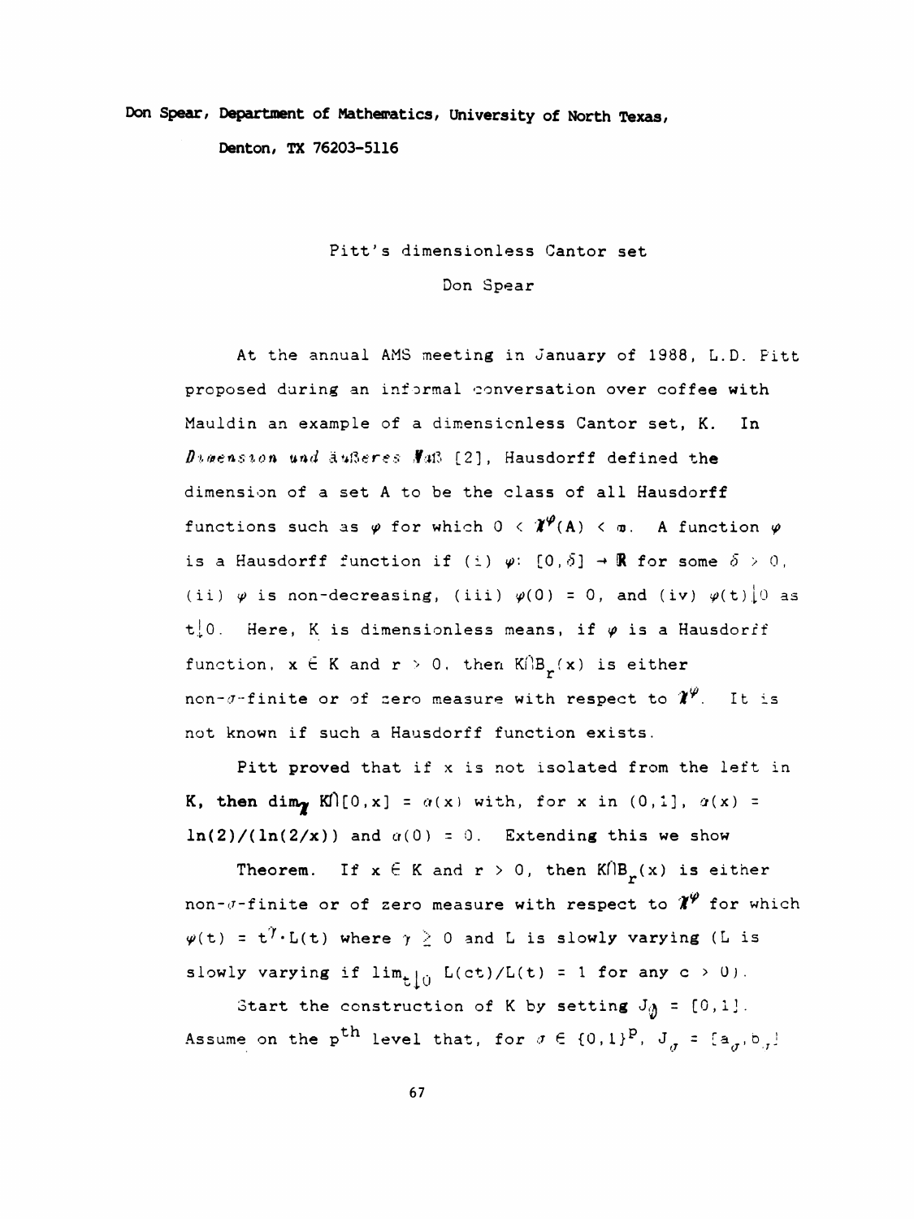Don Spear, Department of Mathematics, University of North Texas, Denton, TX 76203-5116

# Pitt's dimensionless Cantor set

Don Spear

At the annual AMS meeting in January of 1988, L.D. Pitt proposed during an informal conversation over coffee with Mauldin an example of a dimensionless Cantor set, K. In *Dimension und äußeres Maß* [2], Hausdorff defined the dimension of a set A to be the class of all Hausdorff functions such as $\varphi$ for which $0 < \mathcal{H}^{\varphi}(A) < \infty$. A function $\varphi$ is a Hausdorff function if (i) $\varphi$: $[0,\delta] \to \mathbb{R}$ for some $\delta > 0$, (ii) $\varphi$ is non-decreasing, (iii) $\varphi(0) = 0$, and (iv) $\varphi(t) \downarrow 0$ as $t \downarrow 0$. Here, K is dimensionless means, if $\varphi$ is a Hausdorff function, $x \in K$ and $r > 0$, then $K \cap B_r(x)$ is either non-$\sigma$-finite or of zero measure with respect to $\mathcal{H}^{\varphi}$. It is not known if such a Hausdorff function exists.

Pitt proved that if x is not isolated from the left in K, then $\dim_{\mathcal{H}} K \cap [0,x] = \alpha(x)$ with, for x in $(0,1]$, $\alpha(x) = \ln(2)/(\ln(2/x))$ and $\alpha(0) = 0$. Extending this we show

**Theorem.** If $x \in K$ and $r > 0$, then $K \cap B_r(x)$ is either non-$\sigma$-finite or of zero measure with respect to $\mathcal{H}^{\varphi}$ for which $\varphi(t) = t^{\gamma} \cdot L(t)$ where $\gamma \geq 0$ and L is slowly varying (L is slowly varying if $\lim_{t \downarrow 0} L(ct)/L(t) = 1$ for any $c > 0$).

Start the construction of K by setting $J_{\emptyset} = [0,1]$. Assume on the $p^{\text{th}}$ level that, for $\sigma \in \{0,1\}^p$, $J_{\sigma} = [a_{\sigma}, b_{\sigma}]$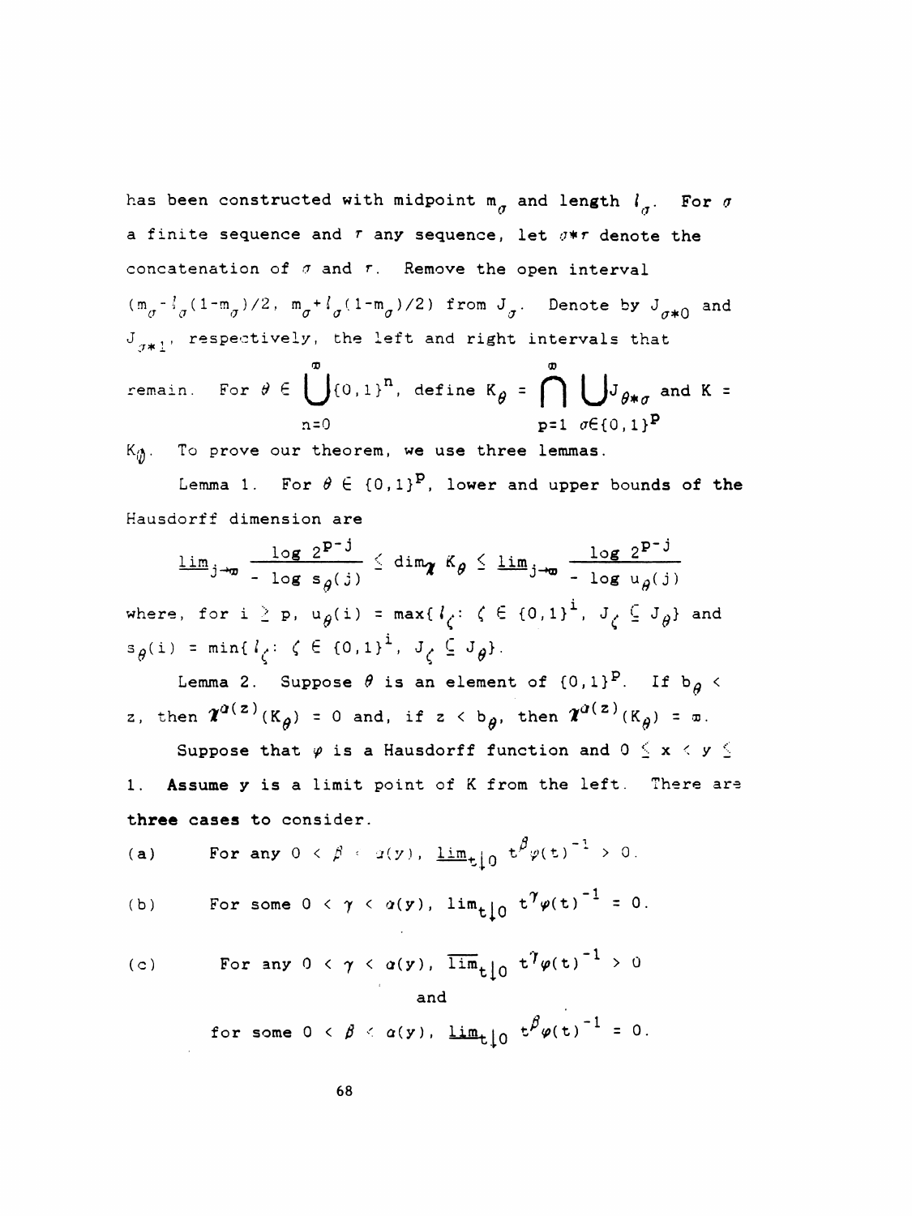has been constructed with midpoint $m_\sigma$ and length $l_\sigma$. For $\sigma$ a finite sequence and $\tau$ any sequence, let $\sigma * \tau$ denote the concatenation of $\sigma$ and $\tau$. Remove the open interval $(m_\sigma - l_\sigma(1-m_\sigma)/2,\ m_\sigma + l_\sigma(1-m_\sigma)/2)$ from $J_\sigma$. Denote by $J_{\sigma*0}$ and $J_{\sigma*1}$, respectively, the left and right intervals that remain. For $\theta \in \bigcup_{n=0}^{\infty}\{0,1\}^n$, define $K_\theta = \bigcap_{p=1}^{\infty} \bigcup_{\sigma \in \{0,1\}^p} J_{\theta*\sigma}$ and $K = K_\emptyset$. To prove our theorem, we use three lemmas.

**Lemma 1.** For $\theta \in \{0,1\}^p$, lower and upper bounds of the Hausdorff dimension are

$$\underline{\lim}_{j\to\infty} \frac{\log 2^{p-j}}{-\log s_\theta(j)} \leq \dim_{\mathcal{H}} K_\theta \leq \underline{\lim}_{j\to\infty} \frac{\log 2^{p-j}}{-\log u_\theta(j)}$$

where, for $i \geq p$, $u_\theta(i) = \max\{l_\zeta\colon \zeta \in \{0,1\}^i,\ J_\zeta \subseteq J_\theta\}$ and $s_\theta(i) = \min\{l_\zeta\colon \zeta \in \{0,1\}^i,\ J_\zeta \subseteq J_\theta\}$.

**Lemma 2.** Suppose $\theta$ is an element of $\{0,1\}^p$. If $b_\theta < z$, then $\mathcal{H}^{\alpha(z)}(K_\theta) = 0$ and, if $z < b_\theta$, then $\mathcal{H}^{\alpha(z)}(K_\theta) = \infty$.

Suppose that $\varphi$ is a Hausdorff function and $0 \leq x < y \leq 1$. **Assume y is a limit point of K from the left.** There are **three cases** to consider.

(a) For any $0 < \beta < \alpha(y)$, $\underline{\lim}_{t\downarrow 0}\ t^{\beta}\varphi(t)^{-1} > 0$.

(b) For some $0 < \gamma < \alpha(y)$, $\lim_{t\downarrow 0}\ t^{\gamma}\varphi(t)^{-1} = 0$.

(c) For any $0 < \gamma < \alpha(y)$, $\overline{\lim}_{t\downarrow 0}\ t^{\gamma}\varphi(t)^{-1} > 0$

and

for some $0 < \beta < \alpha(y)$, $\underline{\lim}_{t\downarrow 0}\ t^{\beta}\varphi(t)^{-1} = 0$.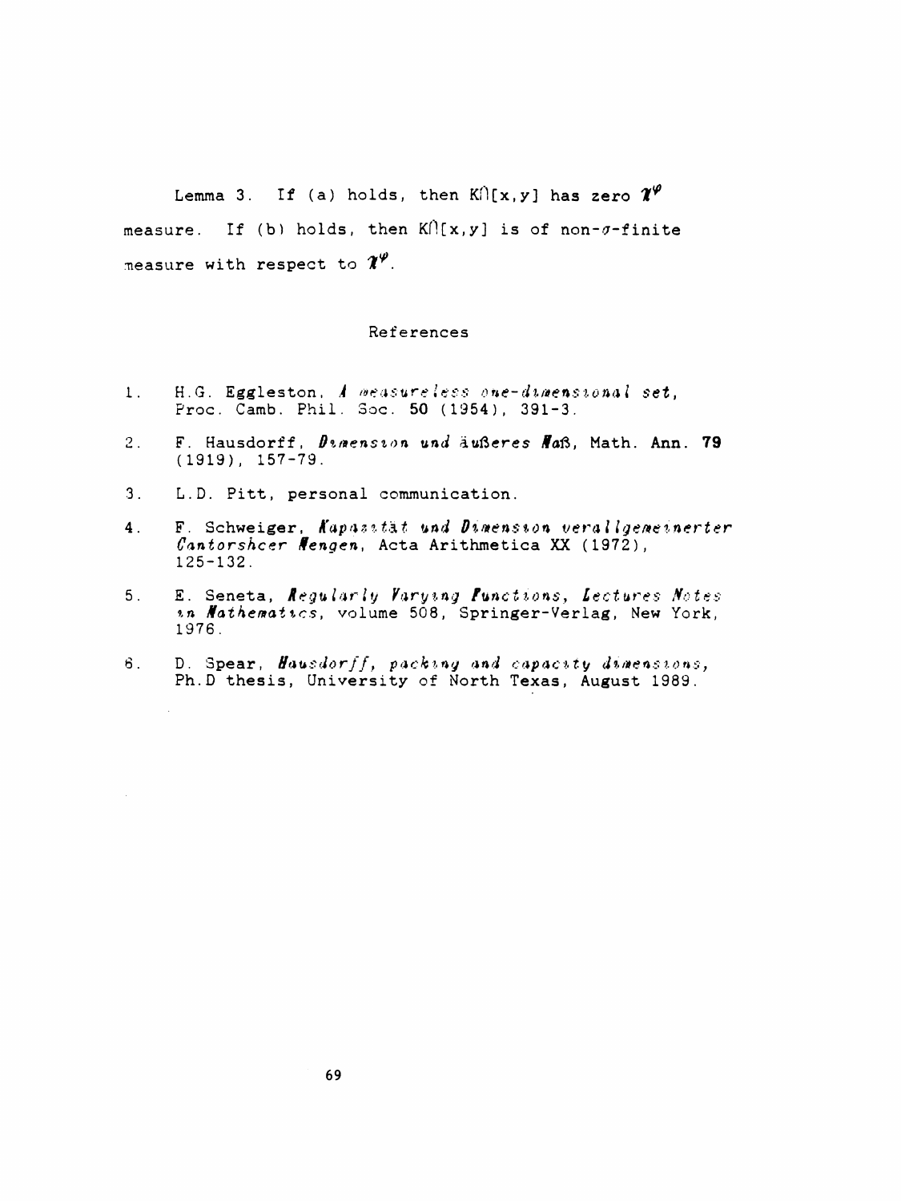Lemma 3. If (a) holds, then $K \cap [x,y]$ has zero $\mathcal{H}^{\varphi}$ measure. If (b) holds, then $K \cap [x,y]$ is of non-$\sigma$-finite measure with respect to $\mathcal{H}^{\varphi}$.

## References

1. H.G. Eggleston, *A measureless one-dimensional set*, Proc. Camb. Phil. Soc. **50** (1954), 391-3.
2. F. Hausdorff, ***Dimension und*** *äußeres* ***Maß***, Math. Ann. **79** (1919), 157-79.
3. L.D. Pitt, personal communication.
4. F. Schweiger, ***Kapazität und Dimension*** *verallgemeinerter* ***Cantorshcer Mengen***, Acta Arithmetica XX (1972), 125-132.
5. E. Seneta, ***Regularly Varying Functions, Lectures Notes in Mathematics***, volume 508, Springer-Verlag, New York, 1976.
6. D. Spear, ***Hausdorff****, packing and capacity dimensions*, Ph.D thesis, University of North Texas, August 1989.